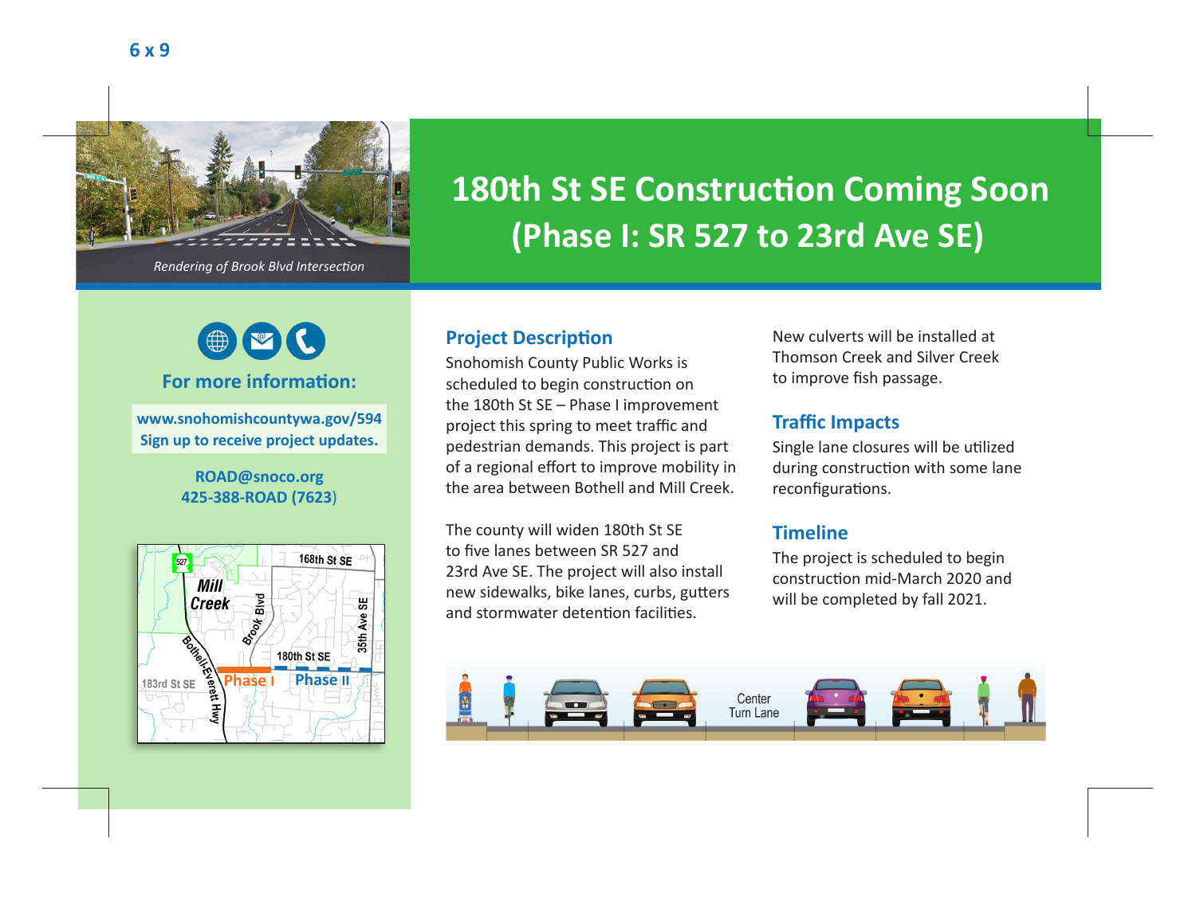# 180th St SE Construction Coming Soon (Phase I: SR 527 to 23rd Ave SE)

*Rendering of Brook Blvd Intersection*

**For more information:**

**www.snohomishcountywa.gov/594**
**Sign up to receive project updates.**

**ROAD@snoco.org**
**425-388-ROAD (7623)**

## Project Description

Snohomish County Public Works is scheduled to begin construction on the 180th St SE – Phase I improvement project this spring to meet traffic and pedestrian demands. This project is part of a regional effort to improve mobility in the area between Bothell and Mill Creek.

The county will widen 180th St SE to five lanes between SR 527 and 23rd Ave SE. The project will also install new sidewalks, bike lanes, curbs, gutters and stormwater detention facilities.

New culverts will be installed at Thomson Creek and Silver Creek to improve fish passage.

## Traffic Impacts

Single lane closures will be utilized during construction with some lane reconfigurations.

## Timeline

The project is scheduled to begin construction mid-March 2020 and will be completed by fall 2021.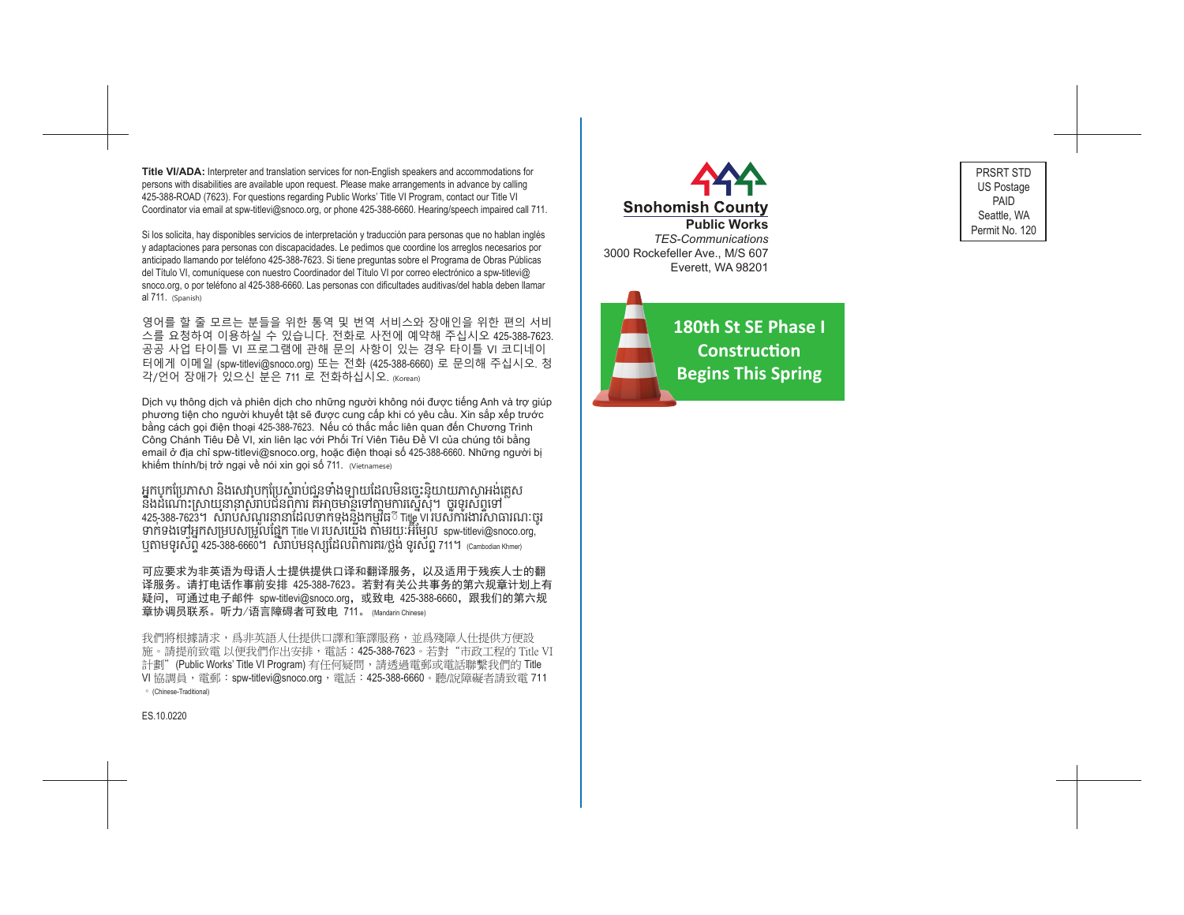**Title VI/ADA:** Interpreter and translation services for non-English speakers and accommodations for persons with disabilities are available upon request. Please make arrangements in advance by calling 425-388-ROAD (7623). For questions regarding Public Works' Title VI Program, contact our Title VI Coordinator via email at spw-titlevi@snoco.org, or phone 425-388-6660. Hearing/speech impaired call 711.

Si los solicita, hay disponibles servicios de interpretación y traducción para personas que no hablan inglés y adaptaciones para personas con discapacidades. Le pedimos que coordine los arreglos necesarios por anticipado llamando por teléfono 425-388-7623. Si tiene preguntas sobre el Programa de Obras Públicas del Título VI, comuníquese con nuestro Coordinador del Título VI por correo electrónico a spw-titlevi@snoco.org, o por teléfono al 425-388-6660. Las personas con dificultades auditivas/del habla deben llamar al 711. (Spanish)

영어를 할 줄 모르는 분들을 위한 통역 및 번역 서비스와 장애인을 위한 편의 서비스를 요청하여 이용하실 수 있습니다. 전화로 사전에 예약해 주십시오 425-388-7623. 공공 사업 타이틀 VI 프로그램에 관해 문의 사항이 있는 경우 타이틀 VI 코디네이터에게 이메일 (spw-titlevi@snoco.org) 또는 전화 (425-388-6660) 로 문의해 주십시오. 청각/언어 장애가 있으신 분은 711 로 전화하십시오. (Korean)

Dịch vụ thông dịch và phiên dịch cho những người không nói được tiếng Anh và trợ giúp phương tiện cho người khuyết tật sẽ được cung cấp khi có yêu cầu. Xin sắp xếp trước bằng cách gọi điện thoại 425-388-7623. Nếu có thắc mắc liên quan đến Chương Trình Công Chánh Tiêu Đề VI, xin liên lạc với Phối Trí Viên Tiêu Đề VI của chúng tôi bằng email ở địa chỉ spw-titlevi@snoco.org, hoặc điện thoại số 425-388-6660. Những người bị khiếm thính/bị trở ngại về nói xin gọi số 711. (Vietnamese)

អ្នកបកប្រែភាសា និងសេវាបកប្រែសំរាប់ជនទាំងឡាយដែលមិនចេះនិយាយភាសាអង់គ្លេស និងដំណោះស្រាយនានាសំរាប់ជនពិការ គឺអាចមានទៅតាមការស្នើសុំ។ ចូរទូរស័ព្ទទៅ 425-388-7623។ សំរាប់សំណួរនានាដែលទាក់ទងនឹងកម្មវិធី Title VI របស់ការងារសាធារណៈចូរទាក់ទងទៅអ្នកសម្របសម្រួលផ្នែក Title VI របស់យើង តាមរយៈអ៊ីមែល spw-titlevi@snoco.org, ឬតាមទូរស័ព្ទ 425-388-6660។ សំរាប់មនុស្សដែលពិការត្រចៀក/ថ្លង់ ទូរស័ព្ទ 711។ (Cambodian Khmer)

可应要求为非英语为母语人士提供提供口译和翻译服务，以及适用于残疾人士的翻译服务。请打电话作事前安排 425-388-7623。若對有关公共事务的第六规章计划上有疑问，可通过电子邮件 spw-titlevi@snoco.org，或致电 425-388-6660，跟我们的第六规章协调员联系。听力/语言障碍者可致电 711。 (Mandarin Chinese)

我們將根據請求，爲非英語人仕提供口譯和筆譯服務，並爲殘障人仕提供方便設施。請提前致電 以便我們作出安排，電話：425-388-7623。若對“市政工程的 Title VI 計劃”(Public Works' Title VI Program) 有任何疑問，請透過電郵或電話聯繫我們的 Title VI 協調員，電郵：spw-titlevi@snoco.org，電話：425-388-6660。聽/說障礙者請致電 711。 (Chinese-Traditional)

ES.10.0220

**Snohomish County**
**Public Works**
*TES-Communications*
3000 Rockefeller Ave., M/S 607
Everett, WA 98201

PRSRT STD
US Postage
PAID
Seattle, WA
Permit No. 120

**180th St SE Phase I Construction Begins This Spring**